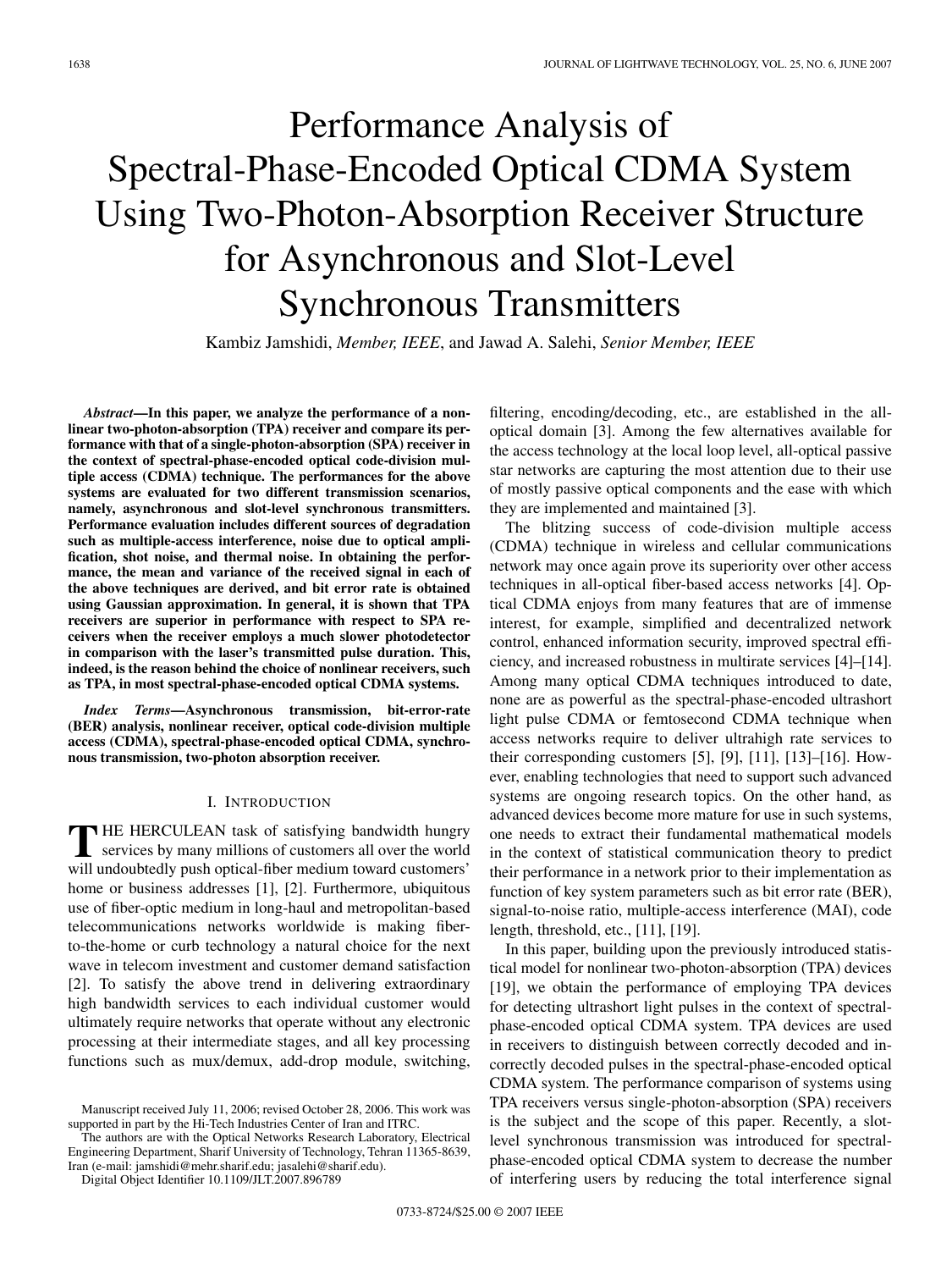# Performance Analysis of Spectral-Phase-Encoded Optical CDMA System Using Two-Photon-Absorption Receiver Structure for Asynchronous and Slot-Level Synchronous Transmitters

Kambiz Jamshidi, *Member, IEEE*, and Jawad A. Salehi, *Senior Member, IEEE*

***Abstract*—In this paper, we analyze the performance of a nonlinear two-photon-absorption (TPA) receiver and compare its performance with that of a single-photon-absorption (SPA) receiver in the context of spectral-phase-encoded optical code-division multiple access (CDMA) technique. The performances for the above systems are evaluated for two different transmission scenarios, namely, asynchronous and slot-level synchronous transmitters. Performance evaluation includes different sources of degradation such as multiple-access interference, noise due to optical amplification, shot noise, and thermal noise. In obtaining the performance, the mean and variance of the received signal in each of the above techniques are derived, and bit error rate is obtained using Gaussian approximation. In general, it is shown that TPA receivers are superior in performance with respect to SPA receivers when the receiver employs a much slower photodetector in comparison with the laser's transmitted pulse duration. This, indeed, is the reason behind the choice of nonlinear receivers, such as TPA, in most spectral-phase-encoded optical CDMA systems.**

***Index Terms*—Asynchronous transmission, bit-error-rate (BER) analysis, nonlinear receiver, optical code-division multiple access (CDMA), spectral-phase-encoded optical CDMA, synchronous transmission, two-photon absorption receiver.**

## I. Introduction

The HERCULEAN task of satisfying bandwidth hungry services by many millions of customers all over the world will undoubtedly push optical-fiber medium toward customers' home or business addresses [1], [2]. Furthermore, ubiquitous use of fiber-optic medium in long-haul and metropolitan-based telecommunications networks worldwide is making fiber-to-the-home or curb technology a natural choice for the next wave in telecom investment and customer demand satisfaction [2]. To satisfy the above trend in delivering extraordinary high bandwidth services to each individual customer would ultimately require networks that operate without any electronic processing at their intermediate stages, and all key processing functions such as mux/demux, add-drop module, switching, filtering, encoding/decoding, etc., are established in the all-optical domain [3]. Among the few alternatives available for the access technology at the local loop level, all-optical passive star networks are capturing the most attention due to their use of mostly passive optical components and the ease with which they are implemented and maintained [3].

The blitzing success of code-division multiple access (CDMA) technique in wireless and cellular communications network may once again prove its superiority over other access techniques in all-optical fiber-based access networks [4]. Optical CDMA enjoys from many features that are of immense interest, for example, simplified and decentralized network control, enhanced information security, improved spectral efficiency, and increased robustness in multirate services [4]–[14]. Among many optical CDMA techniques introduced to date, none are as powerful as the spectral-phase-encoded ultrashort light pulse CDMA or femtosecond CDMA technique when access networks require to deliver ultrahigh rate services to their corresponding customers [5], [9], [11], [13]–[16]. However, enabling technologies that need to support such advanced systems are ongoing research topics. On the other hand, as advanced devices become more mature for use in such systems, one needs to extract their fundamental mathematical models in the context of statistical communication theory to predict their performance in a network prior to their implementation as function of key system parameters such as bit error rate (BER), signal-to-noise ratio, multiple-access interference (MAI), code length, threshold, etc., [11], [19].

In this paper, building upon the previously introduced statistical model for nonlinear two-photon-absorption (TPA) devices [19], we obtain the performance of employing TPA devices for detecting ultrashort light pulses in the context of spectral-phase-encoded optical CDMA system. TPA devices are used in receivers to distinguish between correctly decoded and incorrectly decoded pulses in the spectral-phase-encoded optical CDMA system. The performance comparison of systems using TPA receivers versus single-photon-absorption (SPA) receivers is the subject and the scope of this paper. Recently, a slot-level synchronous transmission was introduced for spectral-phase-encoded optical CDMA system to decrease the number of interfering users by reducing the total interference signal

Manuscript received July 11, 2006; revised October 28, 2006. This work was supported in part by the Hi-Tech Industries Center of Iran and ITRC.

The authors are with the Optical Networks Research Laboratory, Electrical Engineering Department, Sharif University of Technology, Tehran 11365-8639, Iran (e-mail: jamshidi@mehr.sharif.edu; jasalehi@sharif.edu).

Digital Object Identifier 10.1109/JLT.2007.896789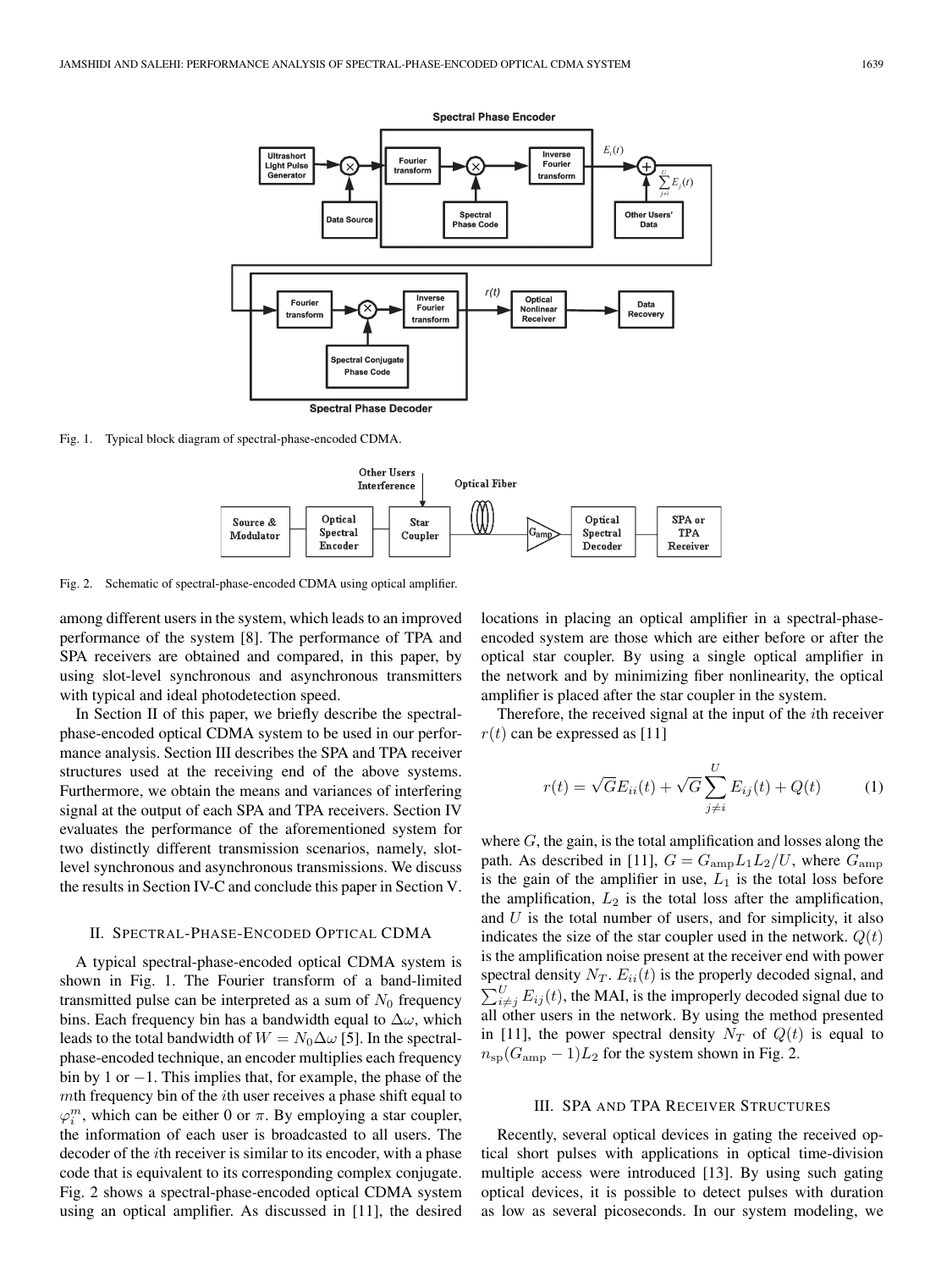Fig. 1. Typical block diagram of spectral-phase-encoded CDMA.

Fig. 2. Schematic of spectral-phase-encoded CDMA using optical amplifier.

among different users in the system, which leads to an improved performance of the system [8]. The performance of TPA and SPA receivers are obtained and compared, in this paper, by using slot-level synchronous and asynchronous transmitters with typical and ideal photodetection speed.

In Section II of this paper, we briefly describe the spectral-phase-encoded optical CDMA system to be used in our performance analysis. Section III describes the SPA and TPA receiver structures used at the receiving end of the above systems. Furthermore, we obtain the means and variances of interfering signal at the output of each SPA and TPA receivers. Section IV evaluates the performance of the aforementioned system for two distinctly different transmission scenarios, namely, slot-level synchronous and asynchronous transmissions. We discuss the results in Section IV-C and conclude this paper in Section V.

## II. Spectral-Phase-Encoded Optical CDMA

A typical spectral-phase-encoded optical CDMA system is shown in Fig. 1. The Fourier transform of a band-limited transmitted pulse can be interpreted as a sum of $N_0$ frequency bins. Each frequency bin has a bandwidth equal to $\Delta\omega$, which leads to the total bandwidth of $W = N_0 \Delta\omega$ [5]. In the spectral-phase-encoded technique, an encoder multiplies each frequency bin by 1 or $-1$. This implies that, for example, the phase of the $m$th frequency bin of the $i$th user receives a phase shift equal to $\varphi_i^m$, which can be either 0 or $\pi$. By employing a star coupler, the information of each user is broadcasted to all users. The decoder of the $i$th receiver is similar to its encoder, with a phase code that is equivalent to its corresponding complex conjugate. Fig. 2 shows a spectral-phase-encoded optical CDMA system using an optical amplifier. As discussed in [11], the desired locations in placing an optical amplifier in a spectral-phase-encoded system are those which are either before or after the optical star coupler. By using a single optical amplifier in the network and by minimizing fiber nonlinearity, the optical amplifier is placed after the star coupler in the system.

Therefore, the received signal at the input of the $i$th receiver $r(t)$ can be expressed as [11]

$$r(t) = \sqrt{G}E_{ii}(t) + \sqrt{G}\sum_{j\neq i}^{U} E_{ij}(t) + Q(t) \tag{1}$$

where $G$, the gain, is the total amplification and losses along the path. As described in [11], $G = G_{\text{amp}} L_1 L_2 / U$, where $G_{\text{amp}}$ is the gain of the amplifier in use, $L_1$ is the total loss before the amplification, $L_2$ is the total loss after the amplification, and $U$ is the total number of users, and for simplicity, it also indicates the size of the star coupler used in the network. $Q(t)$ is the amplification noise present at the receiver end with power spectral density $N_T$. $E_{ii}(t)$ is the properly decoded signal, and $\sum_{i\neq j}^{U} E_{ij}(t)$, the MAI, is the improperly decoded signal due to all other users in the network. By using the method presented in [11], the power spectral density $N_T$ of $Q(t)$ is equal to $n_{\text{sp}}(G_{\text{amp}} - 1)L_2$ for the system shown in Fig. 2.

## III. SPA and TPA Receiver Structures

Recently, several optical devices in gating the received optical short pulses with applications in optical time-division multiple access were introduced [13]. By using such gating optical devices, it is possible to detect pulses with duration as low as several picoseconds. In our system modeling, we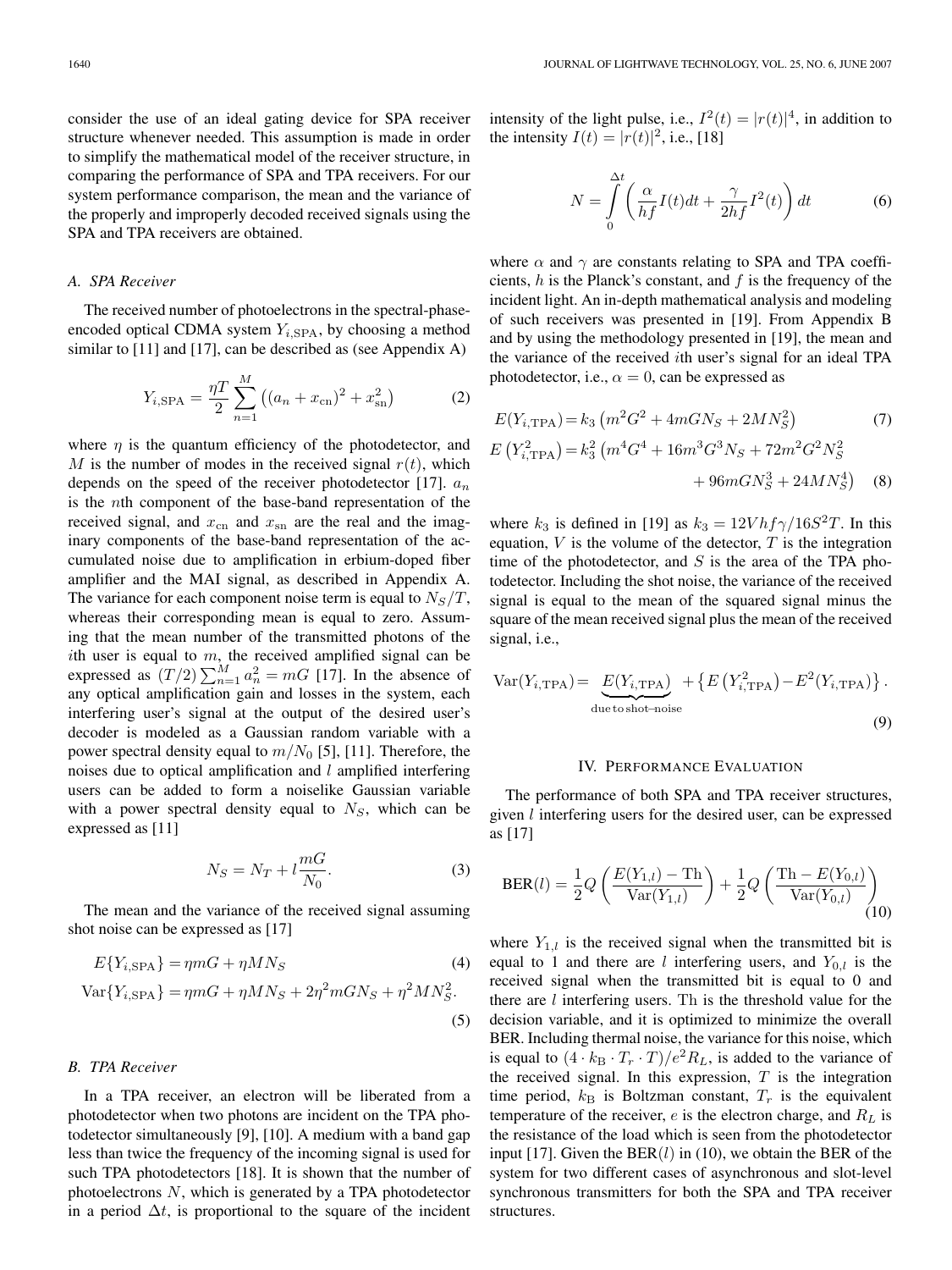consider the use of an ideal gating device for SPA receiver structure whenever needed. This assumption is made in order to simplify the mathematical model of the receiver structure, in comparing the performance of SPA and TPA receivers. For our system performance comparison, the mean and the variance of the properly and improperly decoded received signals using the SPA and TPA receivers are obtained.

### A. SPA Receiver

The received number of photoelectrons in the spectral-phase-encoded optical CDMA system $Y_{i,\mathrm{SPA}}$, by choosing a method similar to [11] and [17], can be described as (see Appendix A)

$$Y_{i,\mathrm{SPA}} = \frac{\eta T}{2} \sum_{n=1}^{M} \left( (a_n + x_{\mathrm{cn}})^2 + x_{\mathrm{sn}}^2 \right) \tag{2}$$

where $\eta$ is the quantum efficiency of the photodetector, and $M$ is the number of modes in the received signal $r(t)$, which depends on the speed of the receiver photodetector [17]. $a_n$ is the $n$th component of the base-band representation of the received signal, and $x_{\mathrm{cn}}$ and $x_{\mathrm{sn}}$ are the real and the imaginary components of the base-band representation of the accumulated noise due to amplification in erbium-doped fiber amplifier and the MAI signal, as described in Appendix A. The variance for each component noise term is equal to $N_S/T$, whereas their corresponding mean is equal to zero. Assuming that the mean number of the transmitted photons of the $i$th user is equal to $m$, the received amplified signal can be expressed as $(T/2)\sum_{n=1}^{M} a_n^2 = mG$ [17]. In the absence of any optical amplification gain and losses in the system, each interfering user's signal at the output of the desired user's decoder is modeled as a Gaussian random variable with a power spectral density equal to $m/N_0$ [5], [11]. Therefore, the noises due to optical amplification and $l$ amplified interfering users can be added to form a noiselike Gaussian variable with a power spectral density equal to $N_S$, which can be expressed as [11]

$$N_S = N_T + l\frac{mG}{N_0}. \tag{3}$$

The mean and the variance of the received signal assuming shot noise can be expressed as [17]

$$E\{Y_{i,\mathrm{SPA}}\} = \eta mG + \eta MN_S \tag{4}$$

$$\mathrm{Var}\{Y_{i,\mathrm{SPA}}\} = \eta mG + \eta MN_S + 2\eta^2 mGN_S + \eta^2 MN_S^2. \tag{5}$$

### B. TPA Receiver

In a TPA receiver, an electron will be liberated from a photodetector when two photons are incident on the TPA photodetector simultaneously [9], [10]. A medium with a band gap less than twice the frequency of the incoming signal is used for such TPA photodetectors [18]. It is shown that the number of photoelectrons $N$, which is generated by a TPA photodetector in a period $\Delta t$, is proportional to the square of the incident intensity of the light pulse, i.e., $I^2(t) = |r(t)|^4$, in addition to the intensity $I(t) = |r(t)|^2$, i.e., [18]

$$N = \int_{0}^{\Delta t} \left( \frac{\alpha}{hf} I(t)dt + \frac{\gamma}{2hf} I^2(t) \right) dt \tag{6}$$

where $\alpha$ and $\gamma$ are constants relating to SPA and TPA coefficients, $h$ is the Planck's constant, and $f$ is the frequency of the incident light. An in-depth mathematical analysis and modeling of such receivers was presented in [19]. From Appendix B and by using the methodology presented in [19], the mean and the variance of the received $i$th user's signal for an ideal TPA photodetector, i.e., $\alpha = 0$, can be expressed as

$$E(Y_{i,\mathrm{TPA}}) = k_3 \left( m^2G^2 + 4mGN_S + 2MN_S^2 \right) \tag{7}$$

$$E\left(Y_{i,\mathrm{TPA}}^2\right) = k_3^2 \left( m^4G^4 + 16m^3G^3N_S + 72m^2G^2N_S^2 + 96mGN_S^3 + 24MN_S^4 \right) \tag{8}$$

where $k_3$ is defined in [19] as $k_3 = 12Vhf\gamma/16S^2T$. In this equation, $V$ is the volume of the detector, $T$ is the integration time of the photodetector, and $S$ is the area of the TPA photodetector. Including the shot noise, the variance of the received signal is equal to the mean of the squared signal minus the square of the mean received signal plus the mean of the received signal, i.e.,

$$\mathrm{Var}(Y_{i,\mathrm{TPA}}) = \underbrace{E(Y_{i,\mathrm{TPA}})}_{\text{due to shot-noise}} + \left\{ E\left(Y_{i,\mathrm{TPA}}^2\right) - E^2(Y_{i,\mathrm{TPA}}) \right\}. \tag{9}$$

## IV. Performance Evaluation

The performance of both SPA and TPA receiver structures, given $l$ interfering users for the desired user, can be expressed as [17]

$$\mathrm{BER}(l) = \frac{1}{2} Q\left( \frac{E(Y_{1,l}) - \mathrm{Th}}{\mathrm{Var}(Y_{1,l})} \right) + \frac{1}{2} Q\left( \frac{\mathrm{Th} - E(Y_{0,l})}{\mathrm{Var}(Y_{0,l})} \right) \tag{10}$$

where $Y_{1,l}$ is the received signal when the transmitted bit is equal to 1 and there are $l$ interfering users, and $Y_{0,l}$ is the received signal when the transmitted bit is equal to 0 and there are $l$ interfering users. Th is the threshold value for the decision variable, and it is optimized to minimize the overall BER. Including thermal noise, the variance for this noise, which is equal to $(4 \cdot k_{\mathrm{B}} \cdot T_r \cdot T)/e^2R_L$, is added to the variance of the received signal. In this expression, $T$ is the integration time period, $k_{\mathrm{B}}$ is Boltzman constant, $T_r$ is the equivalent temperature of the receiver, $e$ is the electron charge, and $R_L$ is the resistance of the load which is seen from the photodetector input [17]. Given the $\mathrm{BER}(l)$ in (10), we obtain the BER of the system for two different cases of asynchronous and slot-level synchronous transmitters for both the SPA and TPA receiver structures.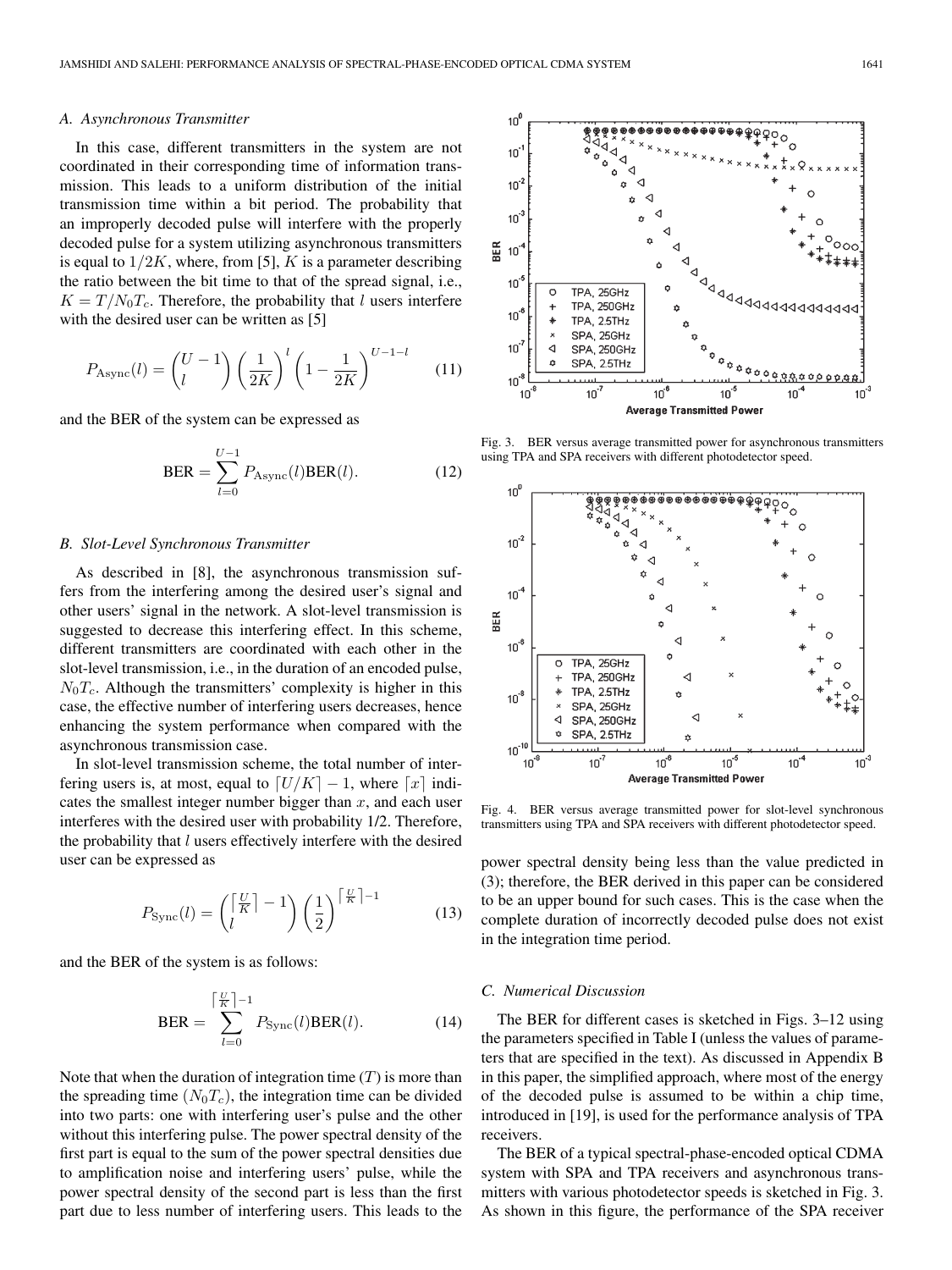### A. Asynchronous Transmitter

In this case, different transmitters in the system are not coordinated in their corresponding time of information transmission. This leads to a uniform distribution of the initial transmission time within a bit period. The probability that an improperly decoded pulse will interfere with the properly decoded pulse for a system utilizing asynchronous transmitters is equal to $1/2K$, where, from [5], $K$ is a parameter describing the ratio between the bit time to that of the spread signal, i.e., $K = T/N_0T_c$. Therefore, the probability that $l$ users interfere with the desired user can be written as [5]

$$P_{\text{Async}}(l) = \binom{U-1}{l}\left(\frac{1}{2K}\right)^l\left(1-\frac{1}{2K}\right)^{U-1-l} \tag{11}$$

and the BER of the system can be expressed as

$$\text{BER} = \sum_{l=0}^{U-1} P_{\text{Async}}(l)\text{BER}(l). \tag{12}$$

### B. Slot-Level Synchronous Transmitter

As described in [8], the asynchronous transmission suffers from the interfering among the desired user's signal and other users' signal in the network. A slot-level transmission is suggested to decrease this interfering effect. In this scheme, different transmitters are coordinated with each other in the slot-level transmission, i.e., in the duration of an encoded pulse, $N_0T_c$. Although the transmitters' complexity is higher in this case, the effective number of interfering users decreases, hence enhancing the system performance when compared with the asynchronous transmission case.

In slot-level transmission scheme, the total number of interfering users is, at most, equal to $\lceil U/K \rceil - 1$, where $\lceil x \rceil$ indicates the smallest integer number bigger than $x$, and each user interferes with the desired user with probability 1/2. Therefore, the probability that $l$ users effectively interfere with the desired user can be expressed as

$$P_{\text{Sync}}(l) = \binom{\lceil \frac{U}{K} \rceil - 1}{l}\left(\frac{1}{2}\right)^{\lceil \frac{U}{K} \rceil - 1} \tag{13}$$

and the BER of the system is as follows:

$$\text{BER} = \sum_{l=0}^{\lceil \frac{U}{K} \rceil - 1} P_{\text{Sync}}(l)\text{BER}(l). \tag{14}$$

Note that when the duration of integration time ($T$) is more than the spreading time ($N_0T_c$), the integration time can be divided into two parts: one with interfering user's pulse and the other without this interfering pulse. The power spectral density of the first part is equal to the sum of the power spectral densities due to amplification noise and interfering users' pulse, while the power spectral density of the second part is less than the first part due to less number of interfering users. This leads to the power spectral density being less than the value predicted in (3); therefore, the BER derived in this paper can be considered to be an upper bound for such cases. This is the case when the complete duration of incorrectly decoded pulse does not exist in the integration time period.

Fig. 3. BER versus average transmitted power for asynchronous transmitters using TPA and SPA receivers with different photodetector speed.

Fig. 4. BER versus average transmitted power for slot-level synchronous transmitters using TPA and SPA receivers with different photodetector speed.

### C. Numerical Discussion

The BER for different cases is sketched in Figs. 3–12 using the parameters specified in Table I (unless the values of parameters that are specified in the text). As discussed in Appendix B in this paper, the simplified approach, where most of the energy of the decoded pulse is assumed to be within a chip time, introduced in [19], is used for the performance analysis of TPA receivers.

The BER of a typical spectral-phase-encoded optical CDMA system with SPA and TPA receivers and asynchronous transmitters with various photodetector speeds is sketched in Fig. 3. As shown in this figure, the performance of the SPA receiver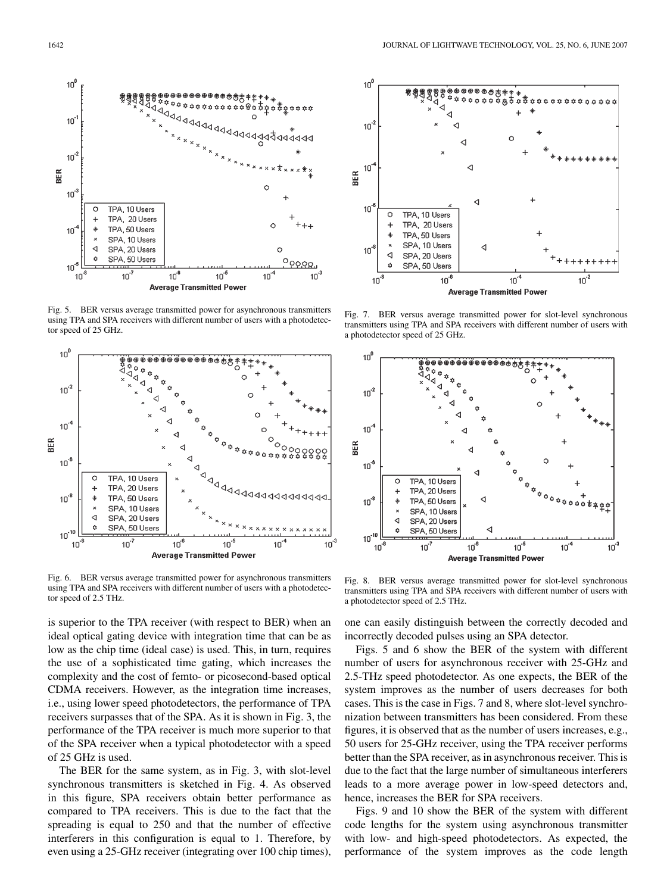Fig. 5. BER versus average transmitted power for asynchronous transmitters using TPA and SPA receivers with different number of users with a photodetector speed of 25 GHz.

Fig. 6. BER versus average transmitted power for asynchronous transmitters using TPA and SPA receivers with different number of users with a photodetector speed of 2.5 THz.

Fig. 7. BER versus average transmitted power for slot-level synchronous transmitters using TPA and SPA receivers with different number of users with a photodetector speed of 25 GHz.

Fig. 8. BER versus average transmitted power for slot-level synchronous transmitters using TPA and SPA receivers with different number of users with a photodetector speed of 2.5 THz.

is superior to the TPA receiver (with respect to BER) when an ideal optical gating device with integration time that can be as low as the chip time (ideal case) is used. This, in turn, requires the use of a sophisticated time gating, which increases the complexity and the cost of femto- or picosecond-based optical CDMA receivers. However, as the integration time increases, i.e., using lower speed photodetectors, the performance of TPA receivers surpasses that of the SPA. As it is shown in Fig. 3, the performance of the TPA receiver is much more superior to that of the SPA receiver when a typical photodetector with a speed of 25 GHz is used.

The BER for the same system, as in Fig. 3, with slot-level synchronous transmitters is sketched in Fig. 4. As observed in this figure, SPA receivers obtain better performance as compared to TPA receivers. This is due to the fact that the spreading is equal to 250 and that the number of effective interferers in this configuration is equal to 1. Therefore, by even using a 25-GHz receiver (integrating over 100 chip times), one can easily distinguish between the correctly decoded and incorrectly decoded pulses using an SPA detector.

Figs. 5 and 6 show the BER of the system with different number of users for asynchronous receiver with 25-GHz and 2.5-THz speed photodetector. As one expects, the BER of the system improves as the number of users decreases for both cases. This is the case in Figs. 7 and 8, where slot-level synchronization between transmitters has been considered. From these figures, it is observed that as the number of users increases, e.g., 50 users for 25-GHz receiver, using the TPA receiver performs better than the SPA receiver, as in asynchronous receiver. This is due to the fact that the large number of simultaneous interferers leads to a more average power in low-speed detectors and, hence, increases the BER for SPA receivers.

Figs. 9 and 10 show the BER of the system with different code lengths for the system using asynchronous transmitter with low- and high-speed photodetectors. As expected, the performance of the system improves as the code length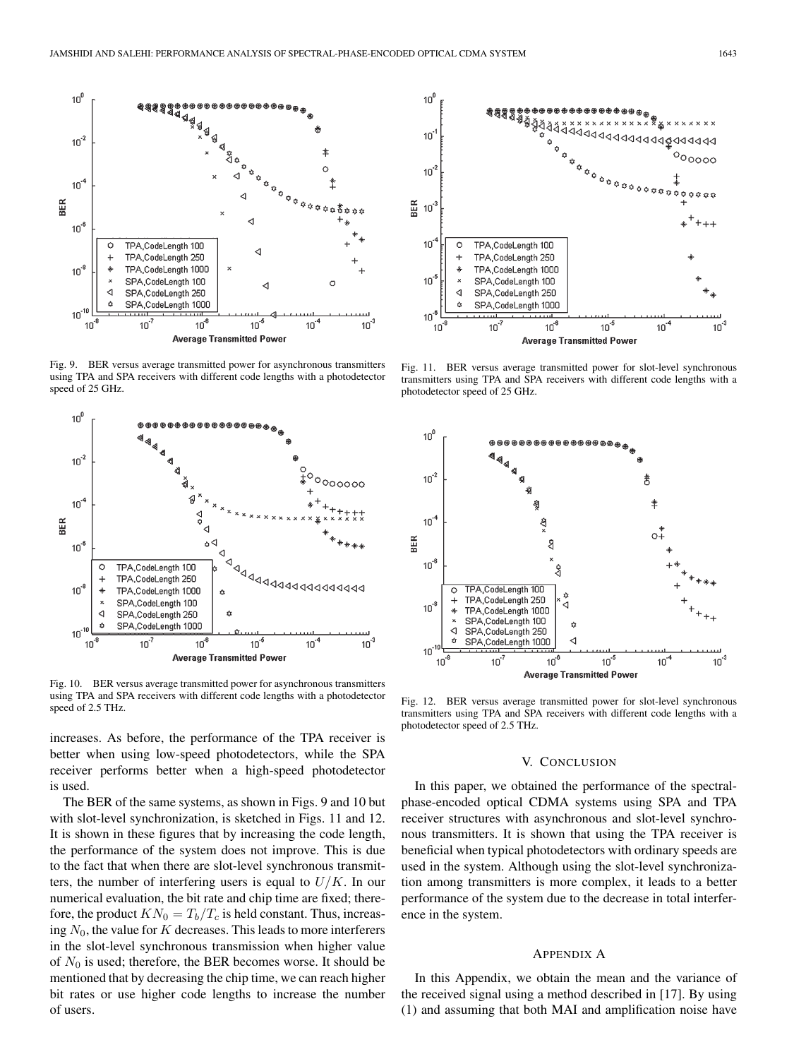Fig. 9. BER versus average transmitted power for asynchronous transmitters using TPA and SPA receivers with different code lengths with a photodetector speed of 25 GHz.

Fig. 10. BER versus average transmitted power for asynchronous transmitters using TPA and SPA receivers with different code lengths with a photodetector speed of 2.5 THz.

Fig. 11. BER versus average transmitted power for slot-level synchronous transmitters using TPA and SPA receivers with different code lengths with a photodetector speed of 25 GHz.

Fig. 12. BER versus average transmitted power for slot-level synchronous transmitters using TPA and SPA receivers with different code lengths with a photodetector speed of 2.5 THz.

increases. As before, the performance of the TPA receiver is better when using low-speed photodetectors, while the SPA receiver performs better when a high-speed photodetector is used.

The BER of the same systems, as shown in Figs. 9 and 10 but with slot-level synchronization, is sketched in Figs. 11 and 12. It is shown in these figures that by increasing the code length, the performance of the system does not improve. This is due to the fact that when there are slot-level synchronous transmitters, the number of interfering users is equal to $U/K$. In our numerical evaluation, the bit rate and chip time are fixed; therefore, the product $KN_0 = T_b/T_c$ is held constant. Thus, increasing $N_0$, the value for $K$ decreases. This leads to more interferers in the slot-level synchronous transmission when higher value of $N_0$ is used; therefore, the BER becomes worse. It should be mentioned that by decreasing the chip time, we can reach higher bit rates or use higher code lengths to increase the number of users.

## V. Conclusion

In this paper, we obtained the performance of the spectral-phase-encoded optical CDMA systems using SPA and TPA receiver structures with asynchronous and slot-level synchronous transmitters. It is shown that using the TPA receiver is beneficial when typical photodetectors with ordinary speeds are used in the system. Although using the slot-level synchronization among transmitters is more complex, it leads to a better performance of the system due to the decrease in total interference in the system.

## Appendix A

In this Appendix, we obtain the mean and the variance of the received signal using a method described in [17]. By using (1) and assuming that both MAI and amplification noise have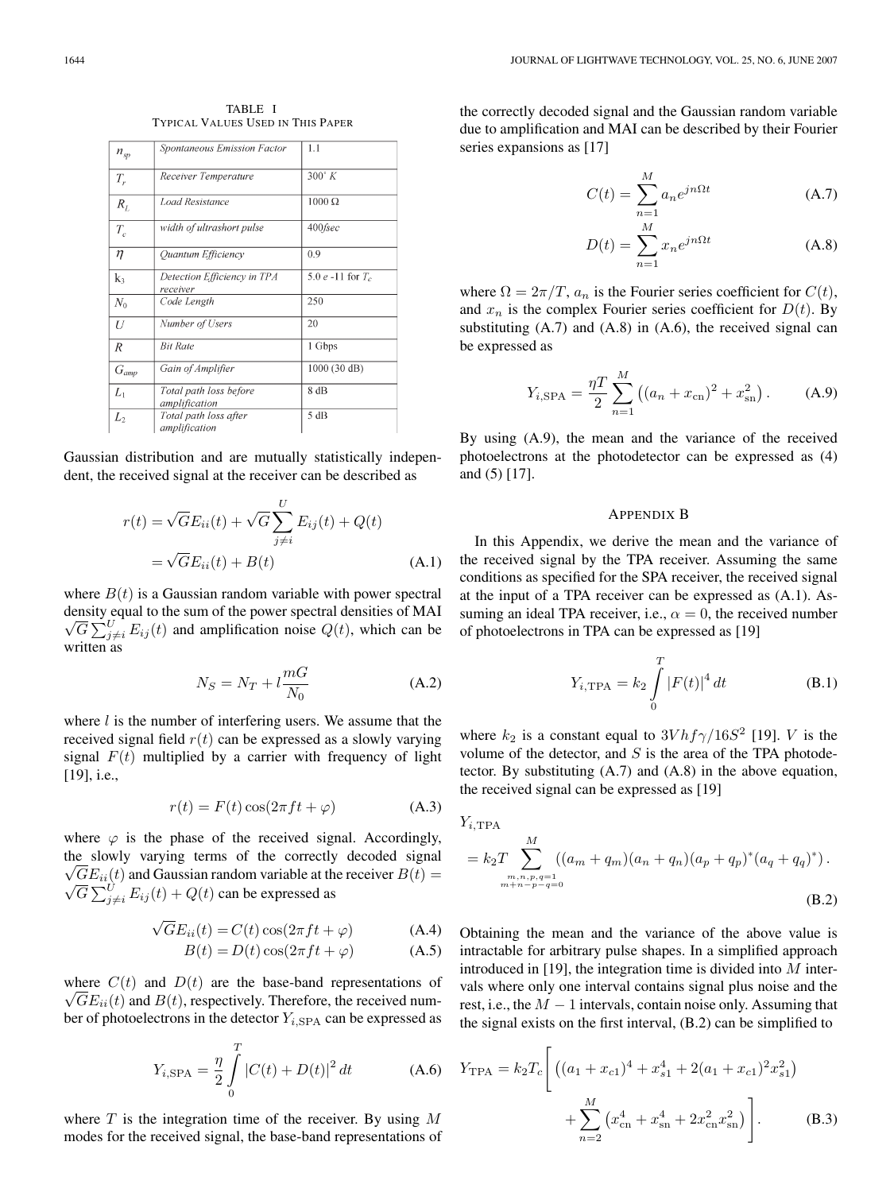TABLE I
TYPICAL VALUES USED IN THIS PAPER

| | | |
|---|---|---|
| $n_{sp}$ | *Spontaneous Emission Factor* | 1.1 |
| $T_r$ | *Receiver Temperature* | $300^\circ K$ |
| $R_L$ | *Load Resistance* | 1000 Ω |
| $T_c$ | *width of ultrashort pulse* | 400*fsec* |
| $\eta$ | *Quantum Efficiency* | 0.9 |
| $k_3$ | *Detection Efficiency in TPA receiver* | 5.0 *e* -11 for $T_c$ |
| $N_0$ | *Code Length* | 250 |
| $U$ | *Number of Users* | 20 |
| $R$ | *Bit Rate* | 1 Gbps |
| $G_{amp}$ | *Gain of Amplifier* | 1000 (30 dB) |
| $L_1$ | *Total path loss before amplification* | 8 dB |
| $L_2$ | *Total path loss after amplification* | 5 dB |

Gaussian distribution and are mutually statistically independent, the received signal at the receiver can be described as

$$r(t) = \sqrt{G}E_{ii}(t) + \sqrt{G}\sum_{j\neq i}^{U} E_{ij}(t) + Q(t)$$
$$= \sqrt{G}E_{ii}(t) + B(t) \tag{A.1}$$

where $B(t)$ is a Gaussian random variable with power spectral density equal to the sum of the power spectral densities of MAI $\sqrt{G}\sum_{j\neq i}^{U} E_{ij}(t)$ and amplification noise $Q(t)$, which can be written as

$$N_S = N_T + l\frac{mG}{N_0} \tag{A.2}$$

where $l$ is the number of interfering users. We assume that the received signal field $r(t)$ can be expressed as a slowly varying signal $F(t)$ multiplied by a carrier with frequency of light [19], i.e.,

$$r(t) = F(t)\cos(2\pi ft + \varphi) \tag{A.3}$$

where $\varphi$ is the phase of the received signal. Accordingly, the slowly varying terms of the correctly decoded signal $\sqrt{G}E_{ii}(t)$ and Gaussian random variable at the receiver $B(t) = \sqrt{G}\sum_{j\neq i}^{U} E_{ij}(t) + Q(t)$ can be expressed as

$$\sqrt{G}E_{ii}(t) = C(t)\cos(2\pi ft + \varphi) \tag{A.4}$$
$$B(t) = D(t)\cos(2\pi ft + \varphi) \tag{A.5}$$

where $C(t)$ and $D(t)$ are the base-band representations of $\sqrt{G}E_{ii}(t)$ and $B(t)$, respectively. Therefore, the received number of photoelectrons in the detector $Y_{i,\mathrm{SPA}}$ can be expressed as

$$Y_{i,\mathrm{SPA}} = \frac{\eta}{2}\int_0^T |C(t) + D(t)|^2\, dt \tag{A.6}$$

where $T$ is the integration time of the receiver. By using $M$ modes for the received signal, the base-band representations of the correctly decoded signal and the Gaussian random variable due to amplification and MAI can be described by their Fourier series expansions as [17]

$$C(t) = \sum_{n=1}^{M} a_n e^{jn\Omega t} \tag{A.7}$$
$$D(t) = \sum_{n=1}^{M} x_n e^{jn\Omega t} \tag{A.8}$$

where $\Omega = 2\pi/T$, $a_n$ is the Fourier series coefficient for $C(t)$, and $x_n$ is the complex Fourier series coefficient for $D(t)$. By substituting (A.7) and (A.8) in (A.6), the received signal can be expressed as

$$Y_{i,\mathrm{SPA}} = \frac{\eta T}{2}\sum_{n=1}^{M}\left((a_n + x_{\mathrm{cn}})^2 + x_{\mathrm{sn}}^2\right). \tag{A.9}$$

By using (A.9), the mean and the variance of the received photoelectrons at the photodetector can be expressed as (4) and (5) [17].

## APPENDIX B

In this Appendix, we derive the mean and the variance of the received signal by the TPA receiver. Assuming the same conditions as specified for the SPA receiver, the received signal at the input of a TPA receiver can be expressed as (A.1). Assuming an ideal TPA receiver, i.e., $\alpha = 0$, the received number of photoelectrons in TPA can be expressed as [19]

$$Y_{i,\mathrm{TPA}} = k_2\int_0^T |F(t)|^4\, dt \tag{B.1}$$

where $k_2$ is a constant equal to $3Vhf\gamma/16S^2$ [19]. $V$ is the volume of the detector, and $S$ is the area of the TPA photodetector. By substituting (A.7) and (A.8) in the above equation, the received signal can be expressed as [19]

$$Y_{i,\mathrm{TPA}} = k_2 T\sum_{\substack{m,n,p,q=1 \\ m+n-p-q=0}}^{M}\left((a_m + q_m)(a_n + q_n)(a_p + q_p)^*(a_q + q_q)^*\right). \tag{B.2}$$

Obtaining the mean and the variance of the above value is intractable for arbitrary pulse shapes. In a simplified approach introduced in [19], the integration time is divided into $M$ intervals where only one interval contains signal plus noise and the rest, i.e., the $M-1$ intervals, contain noise only. Assuming that the signal exists on the first interval, (B.2) can be simplified to

$$Y_{\mathrm{TPA}} = k_2 T_c\Bigg[\left((a_1 + x_{c1})^4 + x_{s1}^4 + 2(a_1 + x_{c1})^2 x_{s1}^2\right) + \sum_{n=2}^{M}\left(x_{\mathrm{cn}}^4 + x_{\mathrm{sn}}^4 + 2x_{\mathrm{cn}}^2 x_{\mathrm{sn}}^2\right)\Bigg]. \tag{B.3}$$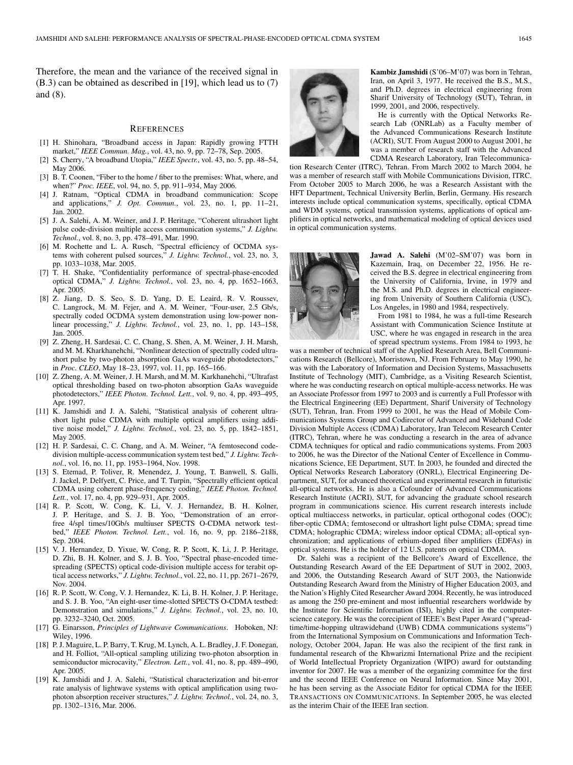Therefore, the mean and the variance of the received signal in (B.3) can be obtained as described in [19], which lead us to (7) and (8).

## References

[1] H. Shinohara, "Broadband access in Japan: Rapidly growing FTTH market," *IEEE Commun. Mag.*, vol. 43, no. 9, pp. 72–78, Sep. 2005.

[2] S. Cherry, "A broadband Utopia," *IEEE Spectr.*, vol. 43, no. 5, pp. 48–54, May 2006.

[3] B. T. Coonen, "Fiber to the home / fiber to the premises: What, where, and when?" *Proc. IEEE*, vol. 94, no. 5, pp. 911–934, May 2006.

[4] J. Ratnam, "Optical CDMA in broadband communication: Scope and applications," *J. Opt. Commun.*, vol. 23, no. 1, pp. 11–21, Jan. 2002.

[5] J. A. Salehi, A. M. Weiner, and J. P. Heritage, "Coherent ultrashort light pulse code-division multiple access communication systems," *J. Lightw. Technol.*, vol. 8, no. 3, pp. 478–491, Mar. 1990.

[6] M. Rochette and L. A. Rusch, "Spectral efficiency of OCDMA systems with coherent pulsed sources," *J. Lightw. Technol.*, vol. 23, no. 3, pp. 1033–1038, Mar. 2005.

[7] T. H. Shake, "Confidentiality performance of spectral-phase-encoded optical CDMA," *J. Lightw. Technol.*, vol. 23, no. 4, pp. 1652–1663, Apr. 2005.

[8] Z. Jiang, D. S. Seo, S. D. Yang, D. E. Leaird, R. V. Roussev, C. Langrock, M. M. Fejer, and A. M. Weiner, "Four-user, 2.5 Gb/s, spectrally coded OCDMA system demonstration using low-power nonlinear processing," *J. Lightw. Technol.*, vol. 23, no. 1, pp. 143–158, Jan. 2005.

[9] Z. Zheng, H. Sardesai, C. C. Chang, S. Shen, A. M. Weiner, J. H. Marsh, and M. M. Kharkhanehchi, "Nonlinear detection of spectrally coded ultrashort pulse by two-photon absorption GaAs waveguide photodetectors," in *Proc. CLEO*, May 18–23, 1997, vol. 11, pp. 165–166.

[10] Z. Zheng, A. M. Weiner, J. H. Marsh, and M. M. Karkhanehchi, "Ultrafast optical thresholding based on two-photon absorption GaAs waveguide photodetectors," *IEEE Photon. Technol. Lett.*, vol. 9, no. 4, pp. 493–495, Apr. 1997.

[11] K. Jamshidi and J. A. Salehi, "Statistical analysis of coherent ultrashort light pulse CDMA with multiple optical amplifiers using additive noise model," *J. Lightw. Technol.*, vol. 23, no. 5, pp. 1842–1851, May 2005.

[12] H. P. Sardesai, C. C. Chang, and A. M. Weiner, "A femtosecond code-division multiple-access communication system test bed," *J. Lightw. Technol.*, vol. 16, no. 11, pp. 1953–1964, Nov. 1998.

[13] S. Etemad, P. Toliver, R. Menendez, J. Young, T. Banwell, S. Galli, J. Jackel, P. Delfyett, C. Price, and T. Turpin, "Spectrally efficient optical CDMA using coherent phase-frequency coding," *IEEE Photon. Technol. Lett.*, vol. 17, no. 4, pp. 929–931, Apr. 2005.

[14] R. P. Scott, W. Cong, K. Li, V. J. Hernandez, B. H. Kolner, J. P. Heritage, and S. J. B. Yoo, "Demonstration of an error-free 4/spl times/10Gb/s multiuser SPECTS O-CDMA network testbed," *IEEE Photon. Technol. Lett.*, vol. 16, no. 9, pp. 2186–2188, Sep. 2004.

[15] V. J. Hernandez, D. Yixue, W. Cong, R. P. Scott, K. Li, J. P. Heritage, D. Zhi, B. H. Kolner, and S. J. B. Yoo, "Spectral phase-encoded time-spreading (SPECTS) optical code-division multiple access for terabit optical access networks," *J. Lightw. Technol.*, vol. 22, no. 11, pp. 2671–2679, Nov. 2004.

[16] R. P. Scott, W. Cong, V. J. Hernandez, K. Li, B. H. Kolner, J. P. Heritage, and S. J. B. Yoo, "An eight-user time-slotted SPECTS O-CDMA testbed: Demonstration and simulations," *J. Lightw. Technol.*, vol. 23, no. 10, pp. 3232–3240, Oct. 2005.

[17] G. Einarsson, *Principles of Lightwave Communications*. Hoboken, NJ: Wiley, 1996.

[18] P. J. Maguire, L. P. Barry, T. Krug, M. Lynch, A. L. Bradley, J. F. Donegan, and H. Folliot, "All-optical sampling utilizing two-photon absorption in semiconductor microcavity," *Electron. Lett.*, vol. 41, no. 8, pp. 489–490, Apr. 2005.

[19] K. Jamshidi and J. A. Salehi, "Statistical characterization and bit-error rate analysis of lightwave systems with optical amplification using two-photon absorption receiver structures," *J. Lightw. Technol.*, vol. 24, no. 3, pp. 1302–1316, Mar. 2006.

**Kambiz Jamshidi** (S'06–M'07) was born in Tehran, Iran, on April 3, 1977. He received the B.S., M.S., and Ph.D. degrees in electrical engineering from Sharif University of Technology (SUT), Tehran, in 1999, 2001, and 2006, respectively.

He is currently with the Optical Networks Research Lab (ONRLab) as a Faculty member of the Advanced Communications Research Institute (ACRI), SUT. From August 2000 to August 2001, he was a member of research staff with the Advanced CDMA Research Laboratory, Iran Telecommunication Research Center (ITRC), Tehran. From March 2002 to March 2004, he was a member of research staff with Mobile Communications Division, ITRC. From October 2005 to March 2006, he was a Research Assistant with the HFT Department, Technical University Berlin, Berlin, Germany. His research interests include optical communication systems, specifically, optical CDMA and WDM systems, optical transmission systems, applications of optical amplifiers in optical networks, and mathematical modeling of optical devices used in optical communication systems.

**Jawad A. Salehi** (M'02–SM'07) was born in Kazemain, Iraq, on December 22, 1956. He received the B.S. degree in electrical engineering from the University of California, Irvine, in 1979 and the M.S. and Ph.D. degrees in electrical engineering from University of Southern California (USC), Los Angeles, in 1980 and 1984, respectively.

From 1981 to 1984, he was a full-time Research Assistant with Communication Science Institute at USC, where he was engaged in research in the area of spread spectrum systems. From 1984 to 1993, he was a member of technical staff of the Applied Research Area, Bell Communications Research (Bellcore), Morristown, NJ. From February to May 1990, he was with the Laboratory of Information and Decision Systems, Massachusetts Institute of Technology (MIT), Cambridge, as a Visiting Research Scientist, where he was conducting research on optical multiple-access networks. He was an Associate Professor from 1997 to 2003 and is currently a Full Professor with the Electrical Engineering (EE) Department, Sharif University of Technology (SUT), Tehran, Iran. From 1999 to 2001, he was the Head of Mobile Communications Systems Group and Codirector of Advanced and Wideband Code Division Multiple Access (CDMA) Laboratory, Iran Telecom Research Center (ITRC), Tehran, where he was conducting a research in the area of advance CDMA techniques for optical and radio communications systems. From 2003 to 2006, he was the Director of the National Center of Excellence in Communications Science, EE Department, SUT. In 2003, he founded and directed the Optical Networks Research Laboratory (ONRL), Electrical Engineering Department, SUT, for advanced theoretical and experimental research in futuristic all-optical networks. He is also a Cofounder of Advanced Communications Research Institute (ACRI), SUT, for advancing the graduate school research program in communications science. His current research interests include optical multiaccess networks, in particular, optical orthogonal codes (OOC); fiber-optic CDMA; femtosecond or ultrashort light pulse CDMA; spread time CDMA; holographic CDMA; wireless indoor optical CDMA; all-optical synchronization; and applications of erbium-doped fiber amplifiers (EDFAs) in optical systems. He is the holder of 12 U.S. patents on optical CDMA.

Dr. Salehi was a recipient of the Bellcore's Award of Excellence, the Outstanding Research Award of the EE Department of SUT in 2002, 2003, and 2006, the Outstanding Research Award of SUT 2003, the Nationwide Outstanding Research Award from the Ministry of Higher Education 2003, and the Nation's Highly Cited Researcher Award 2004. Recently, he was introduced as among the 250 pre-eminent and most influential researchers worldwide by the Institute for Scientific Information (ISI), highly cited in the computer-science category. He was the corecipient of IEEE's Best Paper Award ("spread-time/time-hopping ultrawideband (UWB) CDMA communications systems") from the International Symposium on Communications and Information Technology, October 2004, Japan. He was also the recipient of the first rank in fundamental research of the Khwarizmi International Prize and the recipient of World Intellectual Propriety Organization (WIPO) award for outstanding inventor for 2007. He was a member of the organizing committee for the first and the second IEEE Conference on Neural Information. Since May 2001, he has been serving as the Associate Editor for optical CDMA for the IEEE Transactions on Communications. In September 2005, he was elected as the interim Chair of the IEEE Iran section.